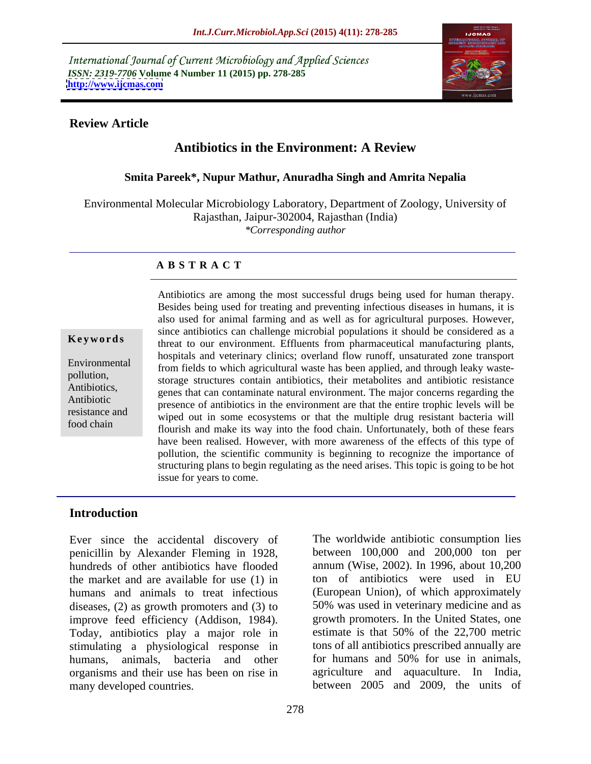International Journal of Current Microbiology and Applied Sciences
*ISSN: 2319-7706* **Volume 4 Number 11 (2015) pp. 278-285**
**http://www.ijcmas.com**

**Review Article**

# Antibiotics in the Environment: A Review

**Smita Pareek*, Nupur Mathur, Anuradha Singh and Amrita Nepalia**

Environmental Molecular Microbiology Laboratory, Department of Zoology, University of Rajasthan, Jaipur-302004, Rajasthan (India)
*\*Corresponding author*

**A B S T R A C T**

**Keywords**

Environmental pollution, Antibiotics, Antibiotic resistance and food chain

Antibiotics are among the most successful drugs being used for human therapy. Besides being used for treating and preventing infectious diseases in humans, it is also used for animal farming and as well as for agricultural purposes. However, since antibiotics can challenge microbial populations it should be considered as a threat to our environment. Effluents from pharmaceutical manufacturing plants, hospitals and veterinary clinics; overland flow runoff, unsaturated zone transport from fields to which agricultural waste has been applied, and through leaky waste-storage structures contain antibiotics, their metabolites and antibiotic resistance genes that can contaminate natural environment. The major concerns regarding the presence of antibiotics in the environment are that the entire trophic levels will be wiped out in some ecosystems or that the multiple drug resistant bacteria will flourish and make its way into the food chain. Unfortunately, both of these fears have been realised. However, with more awareness of the effects of this type of pollution, the scientific community is beginning to recognize the importance of structuring plans to begin regulating as the need arises. This topic is going to be hot issue for years to come.

## Introduction

Ever since the accidental discovery of penicillin by Alexander Fleming in 1928, hundreds of other antibiotics have flooded the market and are available for use (1) in humans and animals to treat infectious diseases, (2) as growth promoters and (3) to improve feed efficiency (Addison, 1984). Today, antibiotics play a major role in stimulating a physiological response in humans, animals, bacteria and other organisms and their use has been on rise in many developed countries.

The worldwide antibiotic consumption lies between 100,000 and 200,000 ton per annum (Wise, 2002). In 1996, about 10,200 ton of antibiotics were used in EU (European Union), of which approximately 50% was used in veterinary medicine and as growth promoters. In the United States, one estimate is that 50% of the 22,700 metric tons of all antibiotics prescribed annually are for humans and 50% for use in animals, agriculture and aquaculture. In India, between 2005 and 2009, the units of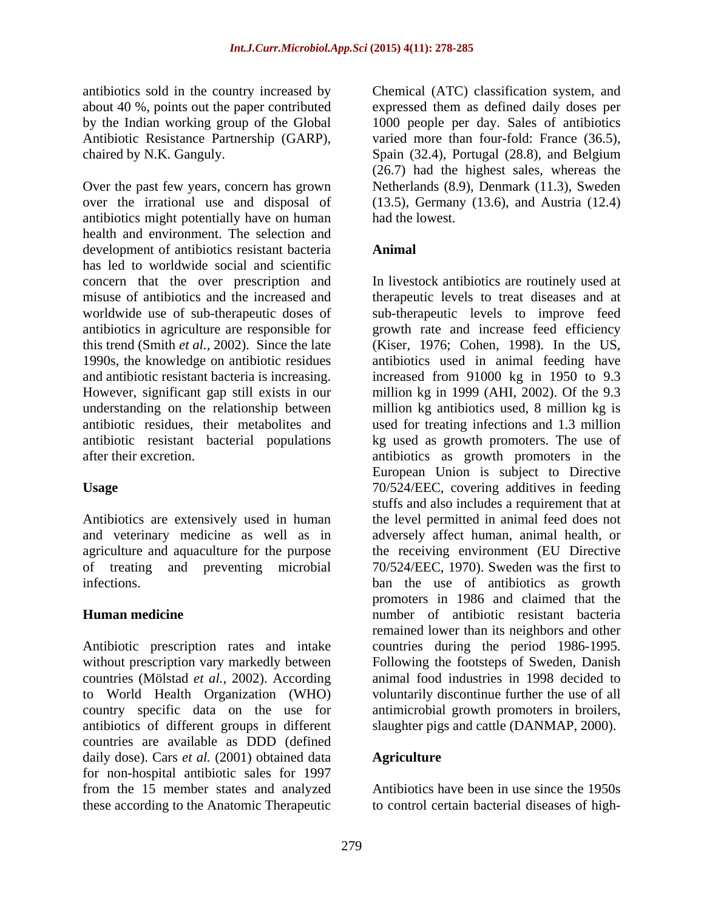antibiotics sold in the country increased by about 40 %, points out the paper contributed by the Indian working group of the Global Antibiotic Resistance Partnership (GARP), chaired by N.K. Ganguly.

Over the past few years, concern has grown over the irrational use and disposal of antibiotics might potentially have on human health and environment. The selection and development of antibiotics resistant bacteria has led to worldwide social and scientific concern that the over prescription and misuse of antibiotics and the increased and worldwide use of sub-therapeutic doses of antibiotics in agriculture are responsible for this trend (Smith *et al.,* 2002). Since the late 1990s, the knowledge on antibiotic residues and antibiotic resistant bacteria is increasing. However, significant gap still exists in our understanding on the relationship between antibiotic residues, their metabolites and antibiotic resistant bacterial populations after their excretion.

## Usage

Antibiotics are extensively used in human and veterinary medicine as well as in agriculture and aquaculture for the purpose of treating and preventing microbial infections.

### Human medicine

Antibiotic prescription rates and intake without prescription vary markedly between countries (Mölstad *et al.,* 2002). According to World Health Organization (WHO) country specific data on the use for antibiotics of different groups in different countries are available as DDD (defined daily dose). Cars *et al.* (2001) obtained data for non-hospital antibiotic sales for 1997 from the 15 member states and analyzed these according to the Anatomic Therapeutic Chemical (ATC) classification system, and expressed them as defined daily doses per 1000 people per day. Sales of antibiotics varied more than four-fold: France (36.5), Spain (32.4), Portugal (28.8), and Belgium (26.7) had the highest sales, whereas the Netherlands (8.9), Denmark (11.3), Sweden (13.5), Germany (13.6), and Austria (12.4) had the lowest.

### Animal

In livestock antibiotics are routinely used at therapeutic levels to treat diseases and at sub-therapeutic levels to improve feed growth rate and increase feed efficiency (Kiser, 1976; Cohen, 1998). In the US, antibiotics used in animal feeding have increased from 91000 kg in 1950 to 9.3 million kg in 1999 (AHI, 2002). Of the 9.3 million kg antibiotics used, 8 million kg is used for treating infections and 1.3 million kg used as growth promoters. The use of antibiotics as growth promoters in the European Union is subject to Directive 70/524/EEC, covering additives in feeding stuffs and also includes a requirement that at the level permitted in animal feed does not adversely affect human, animal health, or the receiving environment (EU Directive 70/524/EEC, 1970). Sweden was the first to ban the use of antibiotics as growth promoters in 1986 and claimed that the number of antibiotic resistant bacteria remained lower than its neighbors and other countries during the period 1986-1995. Following the footsteps of Sweden, Danish animal food industries in 1998 decided to voluntarily discontinue further the use of all antimicrobial growth promoters in broilers, slaughter pigs and cattle (DANMAP, 2000).

### Agriculture

Antibiotics have been in use since the 1950s to control certain bacterial diseases of high-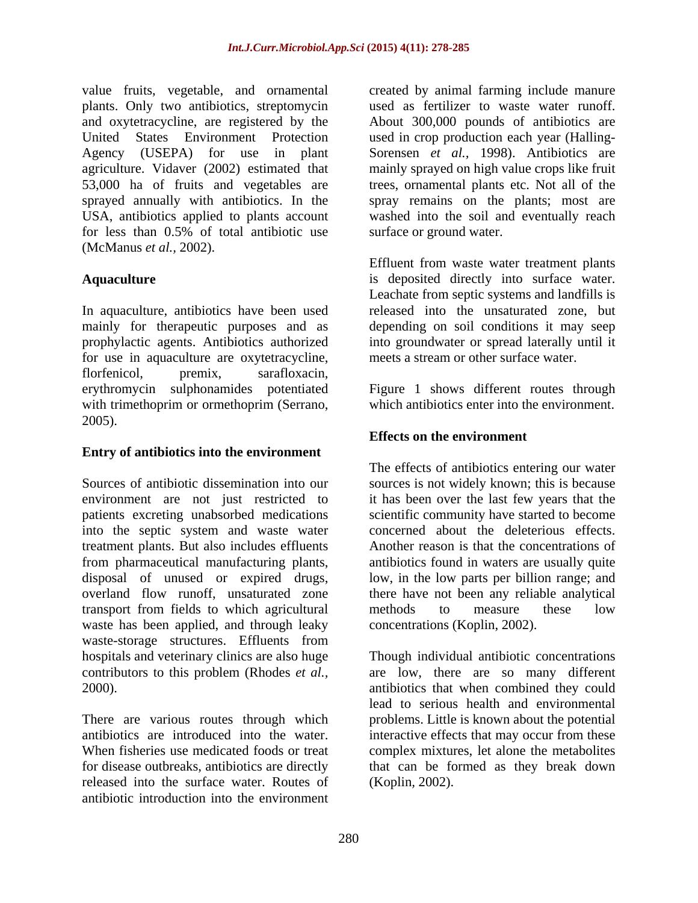value fruits, vegetable, and ornamental plants. Only two antibiotics, streptomycin and oxytetracycline, are registered by the United States Environment Protection Agency (USEPA) for use in plant agriculture. Vidaver (2002) estimated that 53,000 ha of fruits and vegetables are sprayed annually with antibiotics. In the USA, antibiotics applied to plants account for less than 0.5% of total antibiotic use (McManus *et al.,* 2002).

## Aquaculture

In aquaculture, antibiotics have been used mainly for therapeutic purposes and as prophylactic agents. Antibiotics authorized for use in aquaculture are oxytetracycline, florfenicol, premix, sarafloxacin, erythromycin sulphonamides potentiated with trimethoprim or ormethoprim (Serrano, 2005).

## Entry of antibiotics into the environment

Sources of antibiotic dissemination into our environment are not just restricted to patients excreting unabsorbed medications into the septic system and waste water treatment plants. But also includes effluents from pharmaceutical manufacturing plants, disposal of unused or expired drugs, overland flow runoff, unsaturated zone transport from fields to which agricultural waste has been applied, and through leaky waste-storage structures. Effluents from hospitals and veterinary clinics are also huge contributors to this problem (Rhodes *et al.,* 2000).

There are various routes through which antibiotics are introduced into the water. When fisheries use medicated foods or treat for disease outbreaks, antibiotics are directly released into the surface water. Routes of antibiotic introduction into the environment created by animal farming include manure used as fertilizer to waste water runoff. About 300,000 pounds of antibiotics are used in crop production each year (Halling-Sorensen *et al.,* 1998). Antibiotics are mainly sprayed on high value crops like fruit trees, ornamental plants etc. Not all of the spray remains on the plants; most are washed into the soil and eventually reach surface or ground water.

Effluent from waste water treatment plants is deposited directly into surface water. Leachate from septic systems and landfills is released into the unsaturated zone, but depending on soil conditions it may seep into groundwater or spread laterally until it meets a stream or other surface water.

Figure 1 shows different routes through which antibiotics enter into the environment.

## Effects on the environment

The effects of antibiotics entering our water sources is not widely known; this is because it has been over the last few years that the scientific community have started to become concerned about the deleterious effects. Another reason is that the concentrations of antibiotics found in waters are usually quite low, in the low parts per billion range; and there have not been any reliable analytical methods to measure these low concentrations (Koplin, 2002).

Though individual antibiotic concentrations are low, there are so many different antibiotics that when combined they could lead to serious health and environmental problems. Little is known about the potential interactive effects that may occur from these complex mixtures, let alone the metabolites that can be formed as they break down (Koplin, 2002).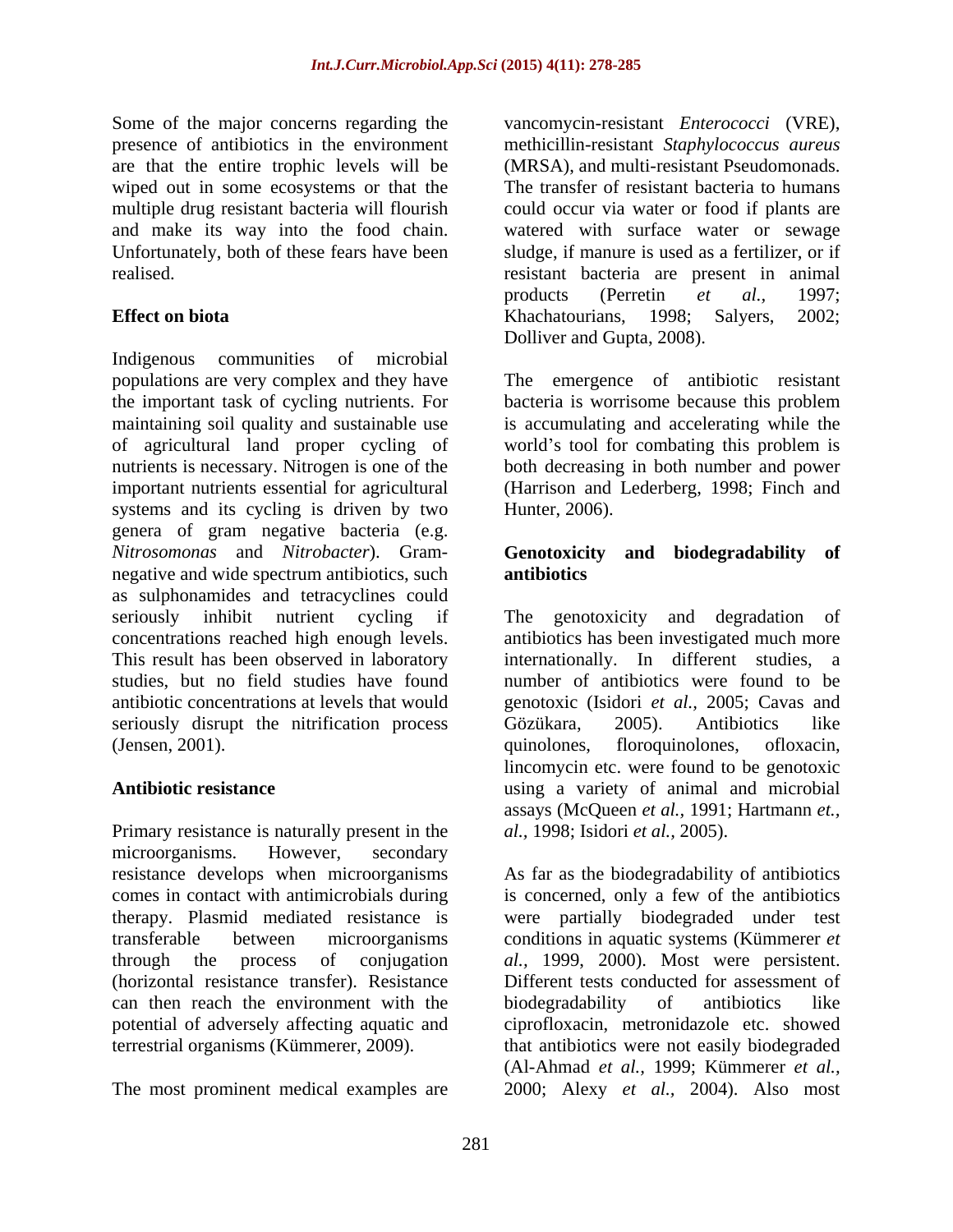Some of the major concerns regarding the presence of antibiotics in the environment are that the entire trophic levels will be wiped out in some ecosystems or that the multiple drug resistant bacteria will flourish and make its way into the food chain. Unfortunately, both of these fears have been realised.

**Effect on biota**

Indigenous communities of microbial populations are very complex and they have the important task of cycling nutrients. For maintaining soil quality and sustainable use of agricultural land proper cycling of nutrients is necessary. Nitrogen is one of the important nutrients essential for agricultural systems and its cycling is driven by two genera of gram negative bacteria (e.g. *Nitrosomonas* and *Nitrobacter*). Gram-negative and wide spectrum antibiotics, such as sulphonamides and tetracyclines could seriously inhibit nutrient cycling if concentrations reached high enough levels. This result has been observed in laboratory studies, but no field studies have found antibiotic concentrations at levels that would seriously disrupt the nitrification process (Jensen, 2001).

**Antibiotic resistance**

Primary resistance is naturally present in the microorganisms. However, secondary resistance develops when microorganisms comes in contact with antimicrobials during therapy. Plasmid mediated resistance is transferable between microorganisms through the process of conjugation (horizontal resistance transfer). Resistance can then reach the environment with the potential of adversely affecting aquatic and terrestrial organisms (Kümmerer, 2009).

The most prominent medical examples are vancomycin-resistant *Enterococci* (VRE), methicillin-resistant *Staphylococcus aureus* (MRSA), and multi-resistant Pseudomonads. The transfer of resistant bacteria to humans could occur via water or food if plants are watered with surface water or sewage sludge, if manure is used as a fertilizer, or if resistant bacteria are present in animal products (Perretin *et al.,* 1997; Khachatourians, 1998; Salyers, 2002; Dolliver and Gupta, 2008).

The emergence of antibiotic resistant bacteria is worrisome because this problem is accumulating and accelerating while the world's tool for combating this problem is both decreasing in both number and power (Harrison and Lederberg, 1998; Finch and Hunter, 2006).

**Genotoxicity and biodegradability of antibiotics**

The genotoxicity and degradation of antibiotics has been investigated much more internationally. In different studies, a number of antibiotics were found to be genotoxic (Isidori *et al.,* 2005; Cavas and Gözükara, 2005). Antibiotics like quinolones, floroquinolones, ofloxacin, lincomycin etc. were found to be genotoxic using a variety of animal and microbial assays (McQueen *et al.*, 1991; Hartmann *et., al.,* 1998; Isidori *et al.,* 2005).

As far as the biodegradability of antibiotics is concerned, only a few of the antibiotics were partially biodegraded under test conditions in aquatic systems (Kümmerer *et al.,* 1999, 2000). Most were persistent. Different tests conducted for assessment of biodegradability of antibiotics like ciprofloxacin, metronidazole etc. showed that antibiotics were not easily biodegraded (Al-Ahmad *et al.,* 1999; Kümmerer *et al.,* 2000; Alexy *et al.,* 2004). Also most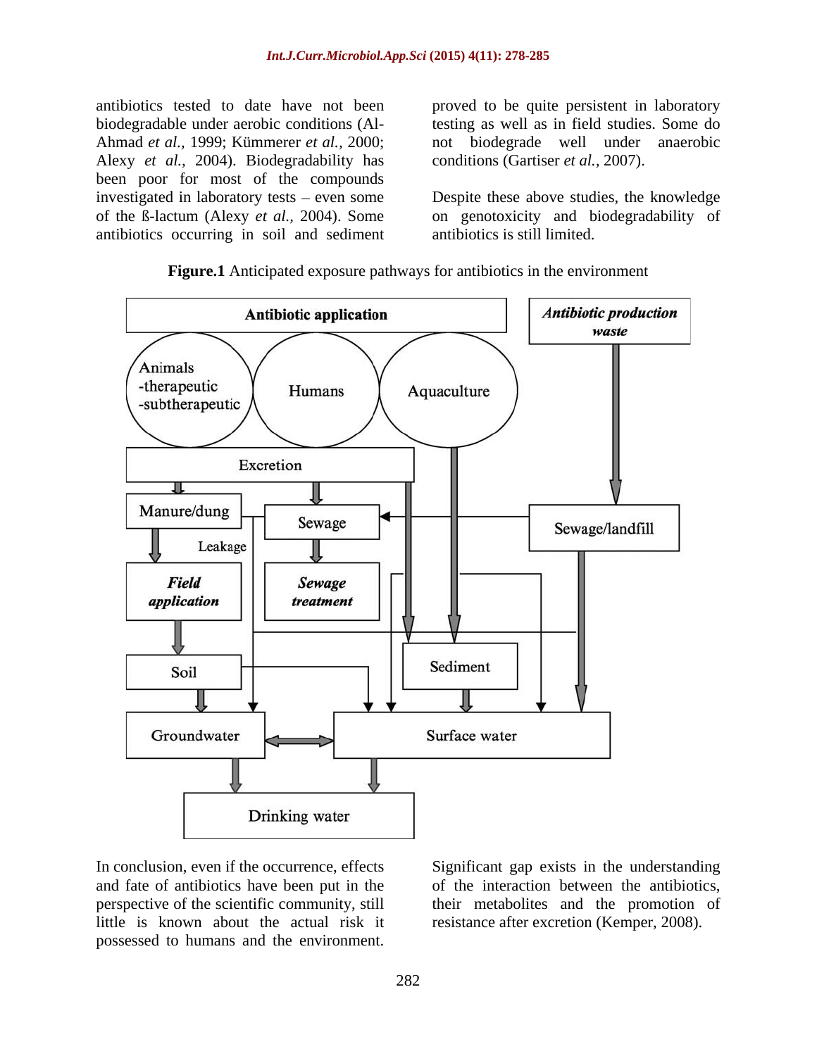antibiotics tested to date have not been biodegradable under aerobic conditions (Al-Ahmad *et al.,* 1999; Kümmerer *et al.,* 2000; Alexy *et al.,* 2004). Biodegradability has been poor for most of the compounds investigated in laboratory tests – even some of the ß-lactum (Alexy *et al.,* 2004). Some antibiotics occurring in soil and sediment proved to be quite persistent in laboratory testing as well as in field studies. Some do not biodegrade well under anaerobic conditions (Gartiser *et al.,* 2007).

Despite these above studies, the knowledge on genotoxicity and biodegradability of antibiotics is still limited.

**Figure.1** Anticipated exposure pathways for antibiotics in the environment

In conclusion, even if the occurrence, effects and fate of antibiotics have been put in the perspective of the scientific community, still little is known about the actual risk it possessed to humans and the environment. Significant gap exists in the understanding of the interaction between the antibiotics, their metabolites and the promotion of resistance after excretion (Kemper, 2008).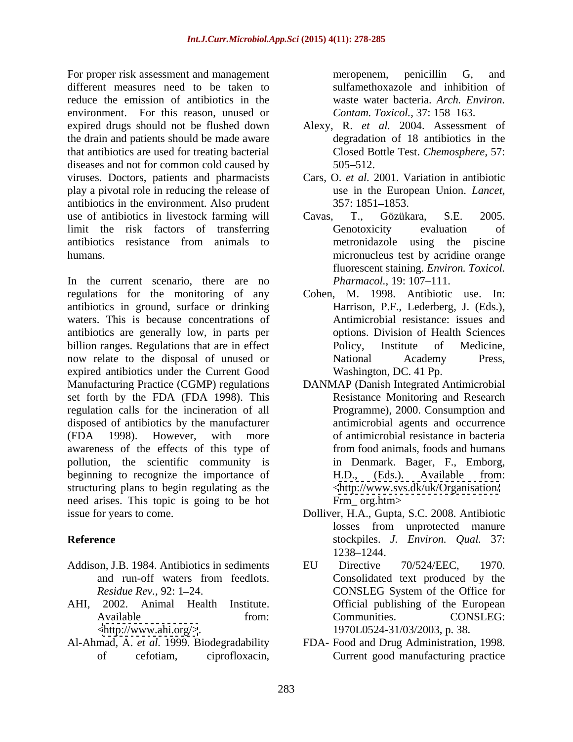For proper risk assessment and management different measures need to be taken to reduce the emission of antibiotics in the environment. For this reason, unused or expired drugs should not be flushed down the drain and patients should be made aware that antibiotics are used for treating bacterial diseases and not for common cold caused by viruses. Doctors, patients and pharmacists play a pivotal role in reducing the release of antibiotics in the environment. Also prudent use of antibiotics in livestock farming will limit the risk factors of transferring antibiotics resistance from animals to humans.

In the current scenario, there are no regulations for the monitoring of any antibiotics in ground, surface or drinking waters. This is because concentrations of antibiotics are generally low, in parts per billion ranges. Regulations that are in effect now relate to the disposal of unused or expired antibiotics under the Current Good Manufacturing Practice (CGMP) regulations set forth by the FDA (FDA 1998). This regulation calls for the incineration of all disposed of antibiotics by the manufacturer (FDA 1998). However, with more awareness of the effects of this type of pollution, the scientific community is beginning to recognize the importance of structuring plans to begin regulating as the need arises. This topic is going to be hot issue for years to come.

## Reference

Addison, J.B. 1984. Antibiotics in sediments and run-off waters from feedlots. *Residue Rev.*, 92: 1–24.

AHI, 2002. Animal Health Institute. Available from: <http://www.ahi.org/>.

Al-Ahmad, A. *et al.* 1999. Biodegradability of cefotiam, ciprofloxacin, meropenem, penicillin G, and sulfamethoxazole and inhibition of waste water bacteria. *Arch. Environ. Contam. Toxicol.*, 37: 158–163.

Alexy, R. *et al.* 2004. Assessment of degradation of 18 antibiotics in the Closed Bottle Test. *Chemosphere*, 57: 505–512.

Cars, O. *et al.* 2001. Variation in antibiotic use in the European Union. *Lancet*, 357: 1851–1853.

Cavas, T., Gözükara, S.E. 2005. Genotoxicity evaluation of metronidazole using the piscine micronucleus test by acridine orange fluorescent staining. *Environ. Toxicol. Pharmacol.*, 19: 107–111.

Cohen, M. 1998. Antibiotic use. In: Harrison, P.F., Lederberg, J. (Eds.), Antimicrobial resistance: issues and options. Division of Health Sciences Policy, Institute of Medicine, National Academy Press, Washington, DC. 41 Pp.

DANMAP (Danish Integrated Antimicrobial Resistance Monitoring and Research Programme), 2000. Consumption and antimicrobial agents and occurrence of antimicrobial resistance in bacteria from food animals, foods and humans in Denmark. Bager, F., Emborg, H.D., (Eds.). Available from: <http://www.svs.dk/uk/Organisation/Frm_ org.htm>

Dolliver, H.A., Gupta, S.C. 2008. Antibiotic losses from unprotected manure stockpiles. *J. Environ. Qual.* 37: 1238–1244.

EU Directive 70/524/EEC, 1970. Consolidated text produced by the CONSLEG System of the Office for Official publishing of the European Communities. CONSLEG: 1970L0524-31/03/2003, p. 38.

FDA- Food and Drug Administration, 1998. Current good manufacturing practice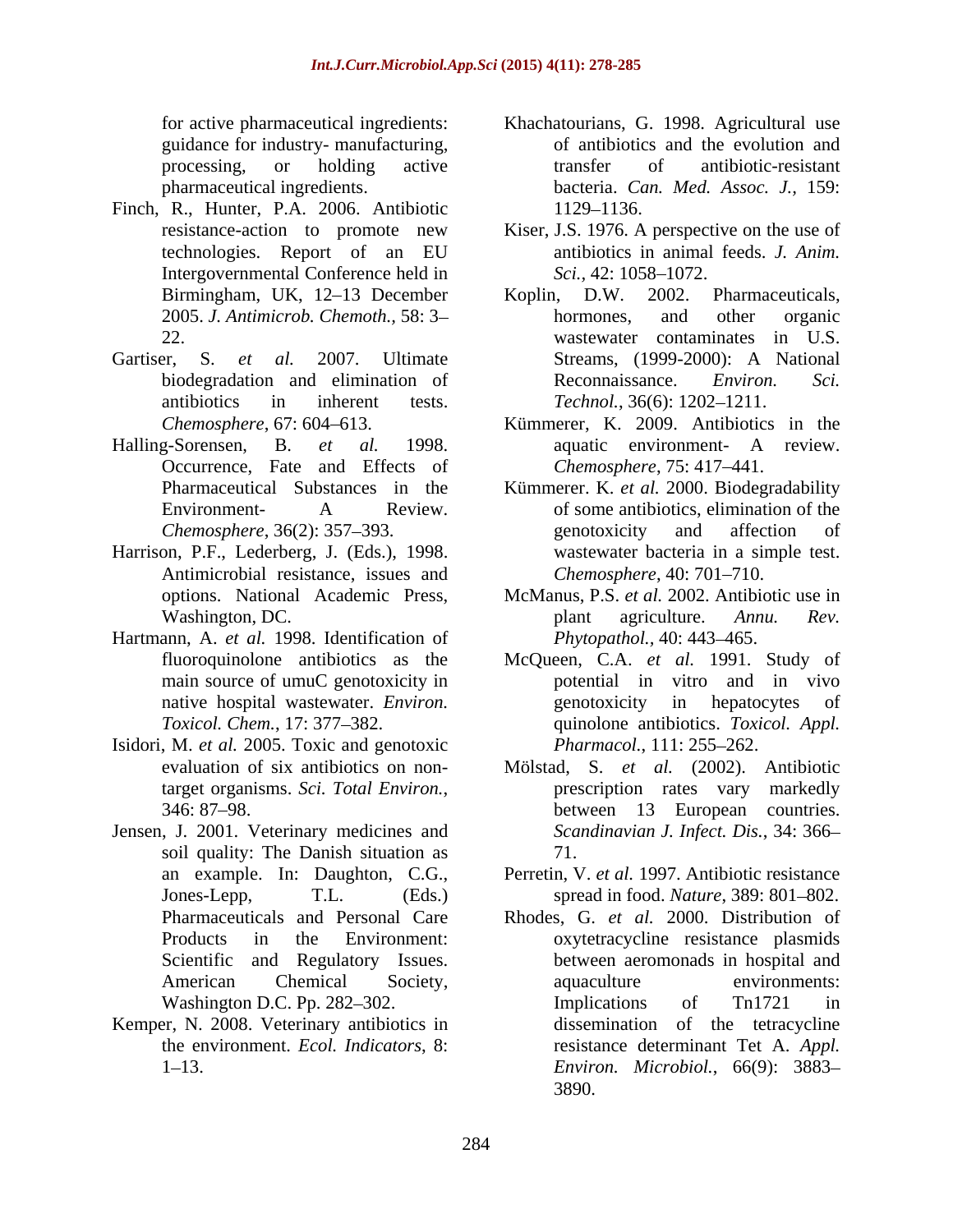for active pharmaceutical ingredients: guidance for industry- manufacturing, processing, or holding active pharmaceutical ingredients.

Finch, R., Hunter, P.A. 2006. Antibiotic resistance-action to promote new technologies. Report of an EU Intergovernmental Conference held in Birmingham, UK, 12–13 December 2005. *J. Antimicrob. Chemoth.,* 58: 3–22.

Gartiser, S. *et al.* 2007. Ultimate biodegradation and elimination of antibiotics in inherent tests. *Chemosphere*, 67: 604–613.

Halling-Sorensen, B. *et al.* 1998. Occurrence, Fate and Effects of Pharmaceutical Substances in the Environment- A Review. *Chemosphere*, 36(2): 357–393.

Harrison, P.F., Lederberg, J. (Eds.), 1998. Antimicrobial resistance, issues and options. National Academic Press, Washington, DC.

Hartmann, A. *et al.* 1998. Identification of fluoroquinolone antibiotics as the main source of umuC genotoxicity in native hospital wastewater. *Environ. Toxicol. Chem.,* 17: 377–382.

Isidori, M. *et al.* 2005. Toxic and genotoxic evaluation of six antibiotics on non-target organisms. *Sci. Total Environ.*, 346: 87–98.

Jensen, J. 2001. Veterinary medicines and soil quality: The Danish situation as an example. In: Daughton, C.G., Jones-Lepp, T.L. (Eds.) Pharmaceuticals and Personal Care Products in the Environment: Scientific and Regulatory Issues. American Chemical Society, Washington D.C. Pp. 282–302.

Kemper, N. 2008. Veterinary antibiotics in the environment. *Ecol. Indicators*, 8: 1–13.

Khachatourians, G. 1998. Agricultural use of antibiotics and the evolution and transfer of antibiotic-resistant bacteria. *Can. Med. Assoc. J.*, 159: 1129–1136.

Kiser, J.S. 1976. A perspective on the use of antibiotics in animal feeds. *J. Anim. Sci.,* 42: 1058–1072.

Koplin, D.W. 2002. Pharmaceuticals, hormones, and other organic wastewater contaminates in U.S. Streams, (1999-2000): A National Reconnaissance. *Environ. Sci. Technol.*, 36(6): 1202–1211.

Kümmerer, K. 2009. Antibiotics in the aquatic environment- A review. *Chemosphere*, 75: 417–441.

Kümmerer. K. *et al.* 2000. Biodegradability of some antibiotics, elimination of the genotoxicity and affection of wastewater bacteria in a simple test. *Chemosphere*, 40: 701–710.

McManus, P.S. *et al.* 2002. Antibiotic use in plant agriculture. *Annu. Rev. Phytopathol.,* 40: 443–465.

McQueen, C.A. *et al.* 1991. Study of potential in vitro and in vivo genotoxicity in hepatocytes of quinolone antibiotics. *Toxicol. Appl. Pharmacol.*, 111: 255–262.

Mölstad, S. *et al.* (2002). Antibiotic prescription rates vary markedly between 13 European countries. *Scandinavian J. Infect. Dis.*, 34: 366–71.

Perretin, V. *et al.* 1997. Antibiotic resistance spread in food. *Nature*, 389: 801–802.

Rhodes, G. *et al.* 2000. Distribution of oxytetracycline resistance plasmids between aeromonads in hospital and aquaculture environments: Implications of Tn1721 in dissemination of the tetracycline resistance determinant Tet A. *Appl. Environ. Microbiol.*, 66(9): 3883–3890.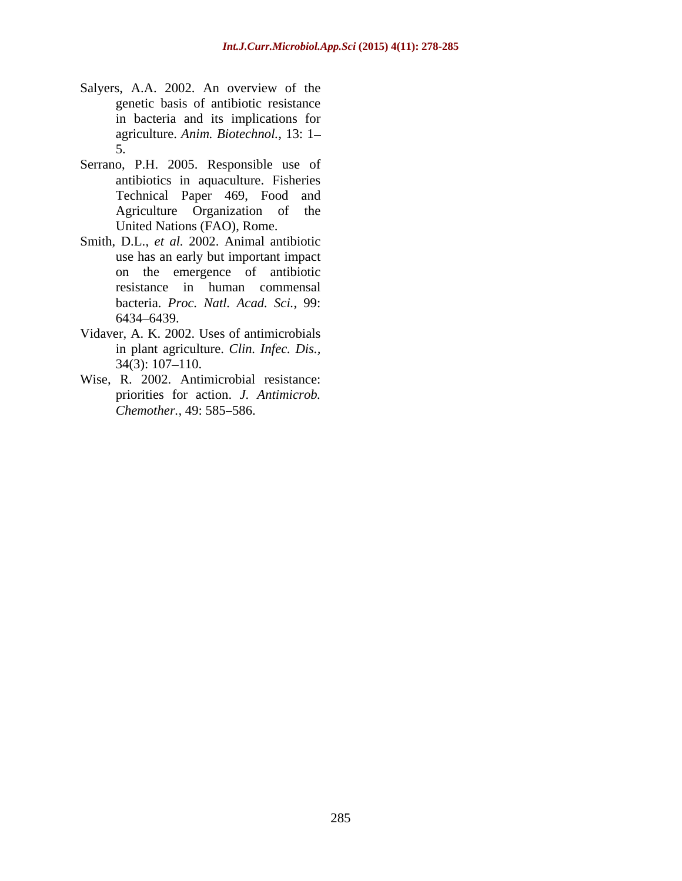Salyers, A.A. 2002. An overview of the genetic basis of antibiotic resistance in bacteria and its implications for agriculture. *Anim. Biotechnol.,* 13: 1–5.

Serrano, P.H. 2005. Responsible use of antibiotics in aquaculture. Fisheries Technical Paper 469, Food and Agriculture Organization of the United Nations (FAO), Rome.

Smith, D.L., *et al.* 2002. Animal antibiotic use has an early but important impact on the emergence of antibiotic resistance in human commensal bacteria. *Proc. Natl. Acad. Sci.,* 99: 6434–6439.

Vidaver, A. K. 2002. Uses of antimicrobials in plant agriculture. *Clin. Infec. Dis.,* 34(3): 107–110.

Wise, R. 2002. Antimicrobial resistance: priorities for action. *J. Antimicrob. Chemother.,* 49: 585–586.